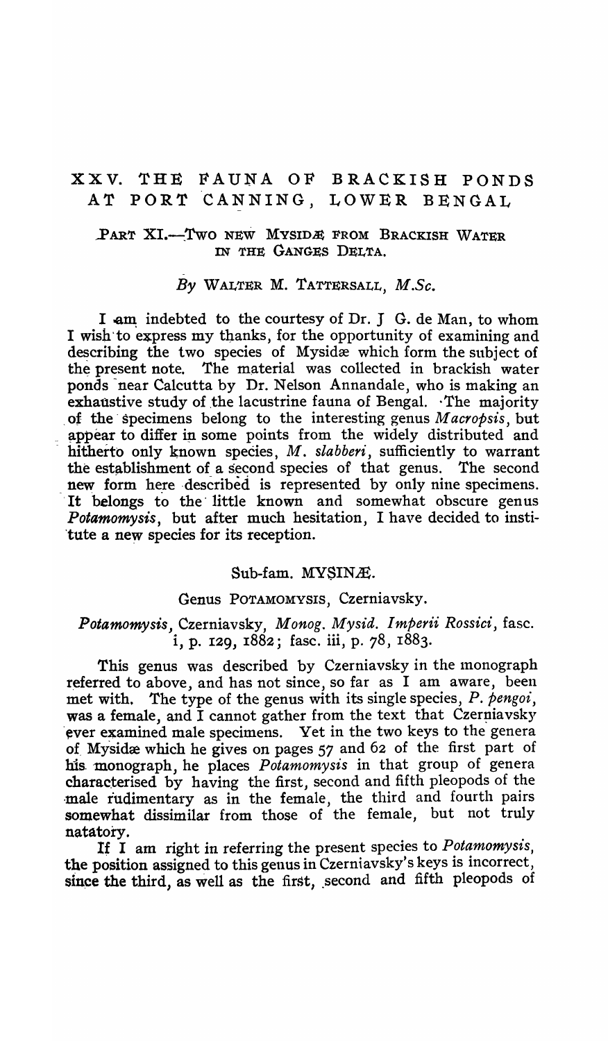# XXV. THE FAUNA OF BRACKISH PONDS AT PORT CANNING, LOWER BENGAL

## PART XI.—TWO NEW MYSIDÆ FROM BRACKISH WATER IN THE GANGES DELTA.

*By* WALTER M. TATTERSALL, *M.Sc.*

I am indebted to the courtesy of Dr. J G. de Man, to whom I wish to express my thanks, for the opportunity of examining and describing the two species of Mysidæ which form the subject of the present note. The material was collected in brackish water ponds near Calcutta by Dr. Nelson Annandale, who is making an exhaustive study of the lacustrine fauna of Bengal. The majority of the specimens belong to the interesting genus *Macropsis*, but appear to differ in some points from the widely distributed and hitherto only known species, *M. slabberi*, sufficiently to warrant the establishment of a second species of that genus. The second new form here described is represented by only nine specimens. It belongs to the little known and somewhat obscure genus *Potamomysis*, but after much hesitation, I have decided to institute a new species for its reception.

### Sub-fam. MYSINÆ.

### Genus POTAMOMYSIS, Czerniavsky.

*Potamomysis*, Czerniavsky, *Monog. Mysid. Imperii Rossici*, fasc. i, p. 129, 1882; fasc. iii, p. 78, 1883.

This genus was described by Czerniavsky in the monograph referred to above, and has not since, so far as I am aware, been met with. The type of the genus with its single species, *P. pengoi*, was a female, and I cannot gather from the text that Czerniavsky ever examined male specimens. Yet in the two keys to the genera of Mysidæ which he gives on pages 57 and 62 of the first part of his monograph, he places *Potamomysis* in that group of genera characterised by having the first, second and fifth pleopods of the male rudimentary as in the female, the third and fourth pairs somewhat dissimilar from those of the female, but not truly natatory.

If I am right in referring the present species to *Potamomysis*, the position assigned to this genus in Czerniavsky's keys is incorrect, since the third, as well as the first, second and fifth pleopods of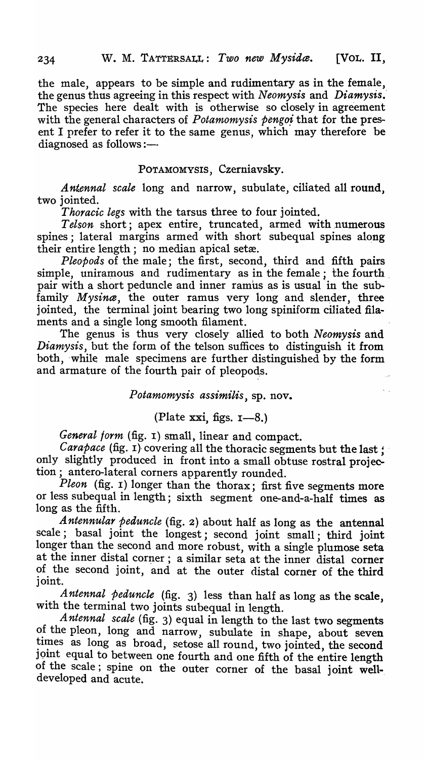the male, appears to be simple and rudimentary as in the female, the genus thus agreeing in this respect with *Neomysis* and *Diamysis*. The species here dealt with is otherwise so closely in agreement with the general characters of *Potamomysis pengoi* that for the present I prefer to refer it to the same genus, which may therefore be diagnosed as follows:—

## POTAMOMYSIS, Czerniavsky.

*Antennal scale* long and narrow, subulate, ciliated all round, two jointed.

*Thoracic legs* with the tarsus three to four jointed.

*Telson* short; apex entire, truncated, armed with numerous spines; lateral margins armed with short subequal spines along their entire length; no median apical setæ.

*Pleopods* of the male; the first, second, third and fifth pairs simple, uniramous and rudimentary as in the female; the fourth pair with a short peduncle and inner ramus as is usual in the subfamily *Mysinæ*, the outer ramus very long and slender, three jointed, the terminal joint bearing two long spiniform ciliated filaments and a single long smooth filament.

The genus is thus very closely allied to both *Neomysis* and *Diamysis*, but the form of the telson suffices to distinguish it from both, while male specimens are further distinguished by the form and armature of the fourth pair of pleopods.

### *Potamomysis assimilis*, sp. nov.

(Plate xxi, figs. 1—8.)

*General form* (fig. 1) small, linear and compact.

*Carapace* (fig. 1) covering all the thoracic segments but the last; only slightly produced in front into a small obtuse rostral projection; antero-lateral corners apparently rounded.

*Pleon* (fig. 1) longer than the thorax; first five segments more or less subequal in length; sixth segment one-and-a-half times as long as the fifth.

*Antennular peduncle* (fig. 2) about half as long as the antennal scale; basal joint the longest; second joint small; third joint longer than the second and more robust, with a single plumose seta at the inner distal corner; a similar seta at the inner distal corner of the second joint, and at the outer distal corner of the third joint.

*Antennal peduncle* (fig. 3) less than half as long as the scale, with the terminal two joints subequal in length.

*Antennal scale* (fig. 3) equal in length to the last two segments of the pleon, long and narrow, subulate in shape, about seven times as long as broad, setose all round, two jointed, the second joint equal to between one fourth and one fifth of the entire length of the scale; spine on the outer corner of the basal joint well-developed and acute.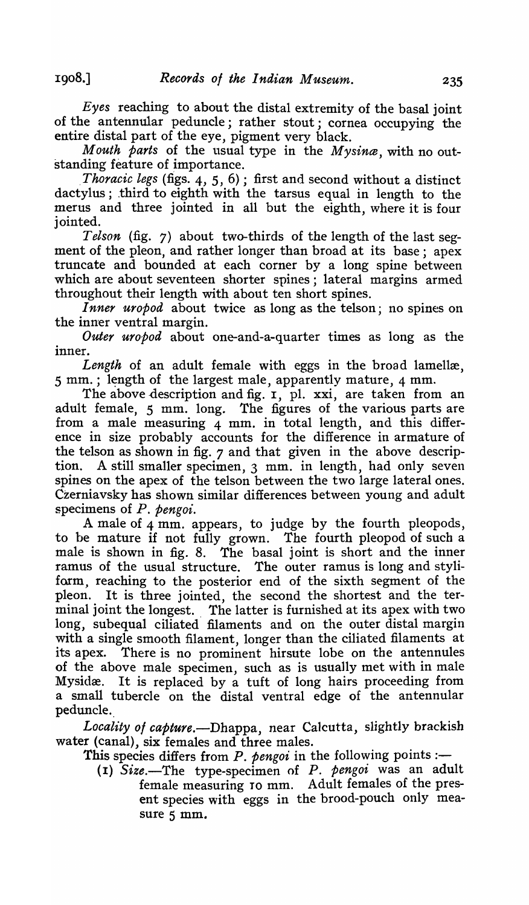*Eyes* reaching to about the distal extremity of the basal joint of the antennular peduncle; rather stout; cornea occupying the entire distal part of the eye, pigment very black.

*Mouth parts* of the usual type in the *Mysinæ*, with no outstanding feature of importance.

*Thoracic legs* (figs. 4, 5, 6); first and second without a distinct dactylus; third to eighth with the tarsus equal in length to the merus and three jointed in all but the eighth, where it is four jointed.

*Telson* (fig. 7) about two-thirds of the length of the last segment of the pleon, and rather longer than broad at its base; apex truncate and bounded at each corner by a long spine between which are about seventeen shorter spines; lateral margins armed throughout their length with about ten short spines.

*Inner uropod* about twice as long as the telson; no spines on the inner ventral margin.

*Outer uropod* about one-and-a-quarter times as long as the inner.

*Length* of an adult female with eggs in the broad lamellæ, 5 mm.; length of the largest male, apparently mature, 4 mm.

The above description and fig. 1, pl. xxi, are taken from an adult female, 5 mm. long. The figures of the various parts are from a male measuring 4 mm. in total length, and this difference in size probably accounts for the difference in armature of the telson as shown in fig. 7 and that given in the above description. A still smaller specimen, 3 mm. in length, had only seven spines on the apex of the telson between the two large lateral ones. Czerniavsky has shown similar differences between young and adult specimens of *P. pengoi*.

A male of 4 mm. appears, to judge by the fourth pleopods, to be mature if not fully grown. The fourth pleopod of such a male is shown in fig. 8. The basal joint is short and the inner ramus of the usual structure. The outer ramus is long and styliform, reaching to the posterior end of the sixth segment of the pleon. It is three jointed, the second the shortest and the terminal joint the longest. The latter is furnished at its apex with two long, subequal ciliated filaments and on the outer distal margin with a single smooth filament, longer than the ciliated filaments at its apex. There is no prominent hirsute lobe on the antennules of the above male specimen, such as is usually met with in male Mysidæ. It is replaced by a tuft of long hairs proceeding from a small tubercle on the distal ventral edge of the antennular peduncle.

*Locality of capture.*—Dhappa, near Calcutta, slightly brackish water (canal), six females and three males.

This species differs from *P. pengoi* in the following points :—

(1) *Size.*—The type-specimen of *P. pengoi* was an adult female measuring 10 mm. Adult females of the present species with eggs in the brood-pouch only measure 5 mm.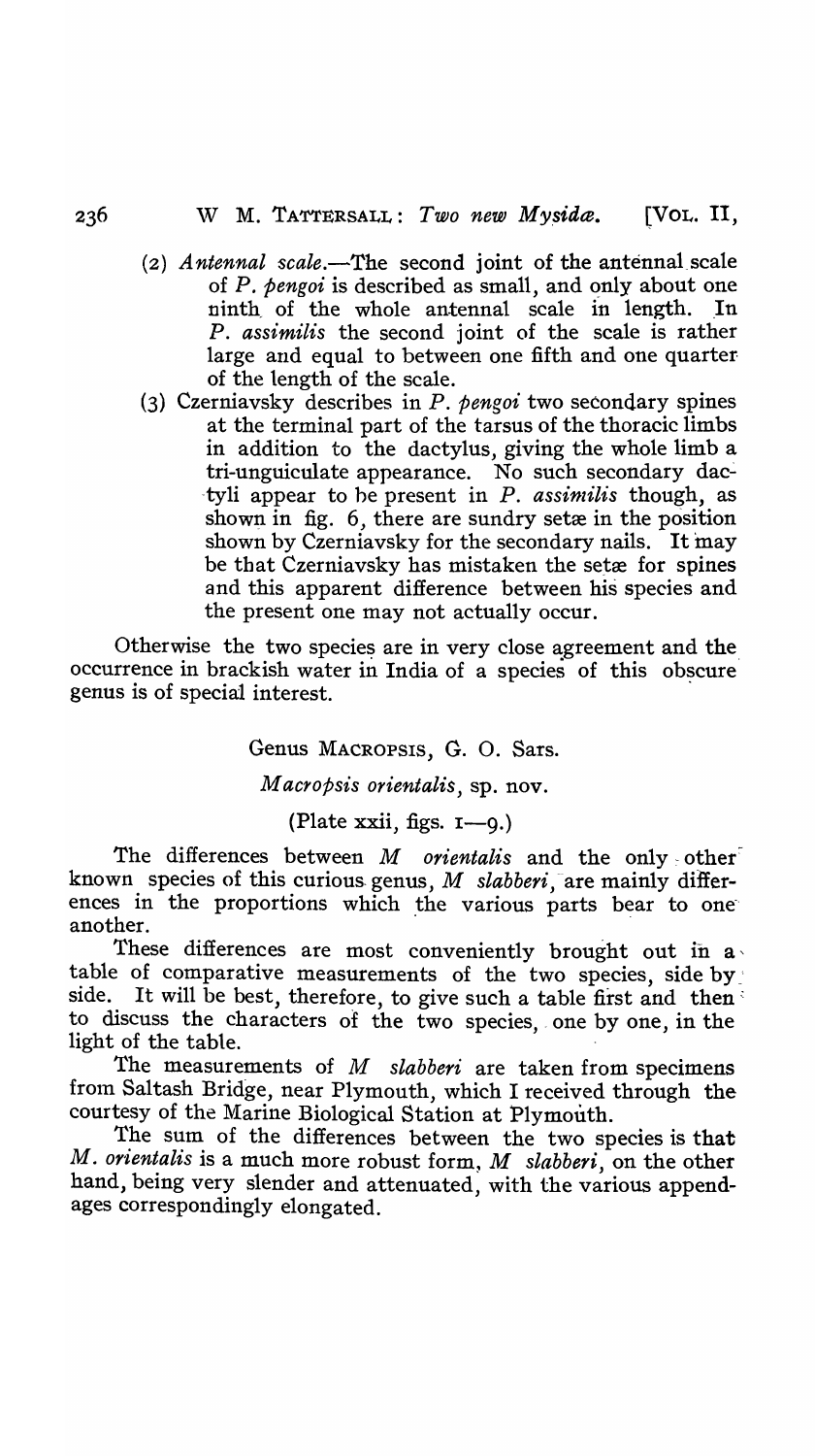(2) *Antennal scale*.—The second joint of the antennal scale of *P. pengoi* is described as small, and only about one ninth of the whole antennal scale in length. In *P. assimilis* the second joint of the scale is rather large and equal to between one fifth and one quarter of the length of the scale.

(3) Czerniavsky describes in *P. pengoi* two secondary spines at the terminal part of the tarsus of the thoracic limbs in addition to the dactylus, giving the whole limb a tri-unguiculate appearance. No such secondary dactyli appear to be present in *P. assimilis* though, as shown in fig. 6, there are sundry setæ in the position shown by Czerniavsky for the secondary nails. It may be that Czerniavsky has mistaken the setæ for spines and this apparent difference between his species and the present one may not actually occur.

Otherwise the two species are in very close agreement and the occurrence in brackish water in India of a species of this obscure genus is of special interest.

## Genus MACROPSIS, G. O. Sars.

### *Macropsis orientalis*, sp. nov.

(Plate xxii, figs. 1—9.)

The differences between *M orientalis* and the only other known species of this curious genus, *M slabberi*, are mainly differences in the proportions which the various parts bear to one another.

These differences are most conveniently brought out in a table of comparative measurements of the two species, side by side. It will be best, therefore, to give such a table first and then to discuss the characters of the two species, one by one, in the light of the table.

The measurements of *M slabberi* are taken from specimens from Saltash Bridge, near Plymouth, which I received through the courtesy of the Marine Biological Station at Plymouth.

The sum of the differences between the two species is that *M. orientalis* is a much more robust form, *M slabberi*, on the other hand, being very slender and attenuated, with the various appendages correspondingly elongated.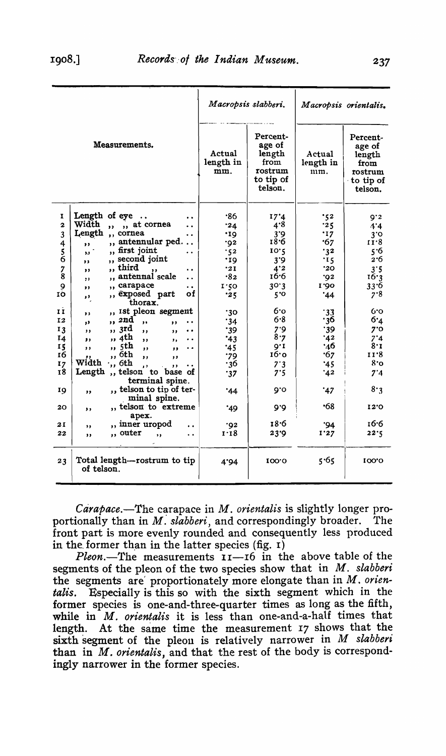| | Measurements. | *Macropsis slabberi.* | | *Macropsis orientalis.* | |
|---|---|---|---|---|---|
| | | Actual length in mm. | Percentage of length from rostrum to tip of telson. | Actual length in mm. | Percentage of length from rostrum to tip of telson. |
| 1 | Length of eye .. .. | ·86 | 17·4 | ·52 | 9·2 |
| 2 | Width ,, ,, at cornea .. | ·24 | 4·8 | ·25 | 4·4 |
| 3 | Length ,, cornea .. | ·19 | 3·9 | ·17 | 3·0 |
| 4 | ,, ,, antennular ped... | ·92 | 18·6 | ·67 | 11·8 |
| 5 | ,, ,, first joint .. | ·52 | 10·5 | ·32 | 5·6 |
| 6 | ,, ,, second joint | ·19 | 3·9 | ·15 | 2·6 |
| 7 | ,, ,, third ,, .. | ·21 | 4·2 | ·20 | 3·5 |
| 8 | ,, ,, antennal scale .. | ·82 | 16·6 | ·92 | 16·3 |
| 9 | ,, ,, carapace .. | 1·50 | 30·3 | 1·90 | 33·6 |
| 10 | ,, ,, exposed part of thorax. | ·25 | 5·0 | ·44 | 7·8 |
| 11 | ,, ,, 1st pleon segment | ·30 | 6·0 | ·33 | 6·0 |
| 12 | ,, ,, 2nd ,, ,, .. | ·34 | 6·8 | ·36 | 6·4 |
| 13 | ,, ,, 3rd ,, ,, .. | ·39 | 7·9 | ·39 | 7·0 |
| 14 | ,, ,, 4th ,, ,, .. | ·43 | 8·7 | ·42 | 7·4 |
| 15 | ,, ,, 5th ,, ,, .. | ·45 | 9·1 | ·46 | 8·1 |
| 16 | ,, ,, 6th ,, ,, | ·79 | 16·0 | ·67 | 11·8 |
| 17 | Width ,, 6th ,, ,, .. | ·36 | 7·3 | ·45 | 8·0 |
| 18 | Length ,, telson to base of terminal spine. | ·37 | 7·5 | ·42 | 7·4 |
| 19 | ,, ,, telson to tip of terminal spine. | ·44 | 9·0 | ·47 | 8·3 |
| 20 | ,, ,, telson to extreme apex. | ·49 | 9·9 | ·68 | 12·0 |
| 21 | ,, ,, inner uropod .. | ·92 | 18·6 | ·94 | 16·6 |
| 22 | ,, ,, outer ,, .. | 1·18 | 23·9 | 1·27 | 22·5 |
| 23 | Total length—rostrum to tip of telson. | 4·94 | 100·0 | 5·65 | 100·0 |

*Carapace.*—The carapace in *M. orientalis* is slightly longer proportionally than in *M. slabberi*, and correspondingly broader. The front part is more evenly rounded and consequently less produced in the former than in the latter species (fig. 1)

*Pleon.*—The measurements 11—16 in the above table of the segments of the pleon of the two species show that in *M. slabberi* the segments are proportionately more elongate than in *M. orientalis*. Especially is this so with the sixth segment which in the former species is one-and-three-quarter times as long as the fifth, while in *M. orientalis* it is less than one-and-a-half times that length. At the same time the measurement 17 shows that the sixth segment of the pleon is relatively narrower in *M slabberi* than in *M. orientalis*, and that the rest of the body is correspondingly narrower in the former species.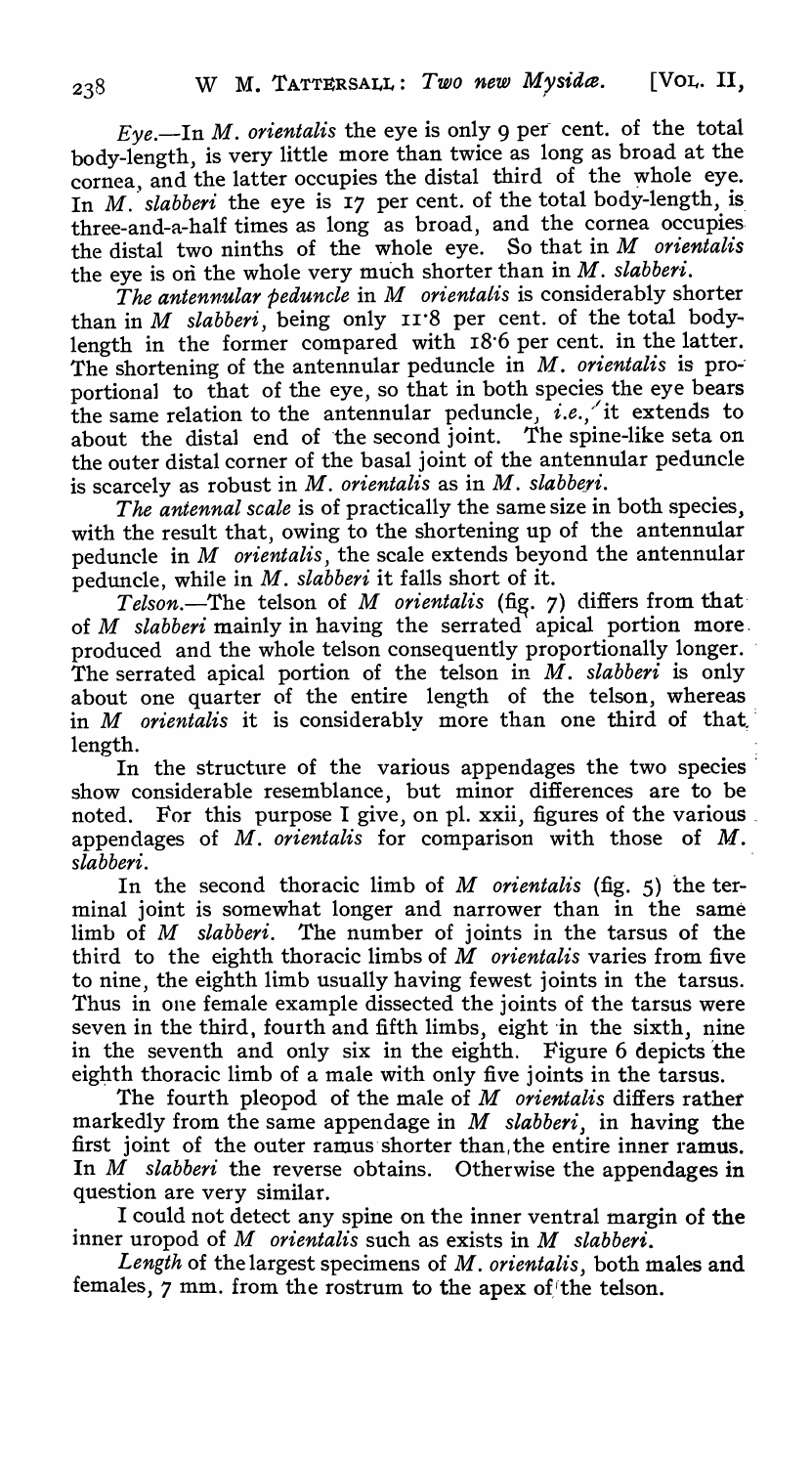*Eye*.—In *M. orientalis* the eye is only 9 per cent. of the total body-length, is very little more than twice as long as broad at the cornea, and the latter occupies the distal third of the whole eye. In *M. slabberi* the eye is 17 per cent. of the total body-length, is three-and-a-half times as long as broad, and the cornea occupies the distal two ninths of the whole eye. So that in *M orientalis* the eye is on the whole very much shorter than in *M. slabberi*.

*The antennular peduncle* in *M orientalis* is considerably shorter than in *M slabberi*, being only 11·8 per cent. of the total body-length in the former compared with 18·6 per cent. in the latter. The shortening of the antennular peduncle in *M. orientalis* is proportional to that of the eye, so that in both species the eye bears the same relation to the antennular peduncle, *i.e.*, it extends to about the distal end of the second joint. The spine-like seta on the outer distal corner of the basal joint of the antennular peduncle is scarcely as robust in *M. orientalis* as in *M. slabberi*.

*The antennal scale* is of practically the same size in both species, with the result that, owing to the shortening up of the antennular peduncle in *M orientalis*, the scale extends beyond the antennular peduncle, while in *M. slabberi* it falls short of it.

*Telson*.—The telson of *M orientalis* (fig. 7) differs from that of *M slabberi* mainly in having the serrated apical portion more produced and the whole telson consequently proportionally longer. The serrated apical portion of the telson in *M. slabberi* is only about one quarter of the entire length of the telson, whereas in *M orientalis* it is considerably more than one third of that length.

In the structure of the various appendages the two species show considerable resemblance, but minor differences are to be noted. For this purpose I give, on pl. xxii, figures of the various appendages of *M. orientalis* for comparison with those of *M. slabberi*.

In the second thoracic limb of *M orientalis* (fig. 5) the terminal joint is somewhat longer and narrower than in the same limb of *M slabberi*. The number of joints in the tarsus of the third to the eighth thoracic limbs of *M orientalis* varies from five to nine, the eighth limb usually having fewest joints in the tarsus. Thus in one female example dissected the joints of the tarsus were seven in the third, fourth and fifth limbs, eight in the sixth, nine in the seventh and only six in the eighth. Figure 6 depicts the eighth thoracic limb of a male with only five joints in the tarsus.

The fourth pleopod of the male of *M orientalis* differs rather markedly from the same appendage in *M slabberi*, in having the first joint of the outer ramus shorter than the entire inner ramus. In *M slabberi* the reverse obtains. Otherwise the appendages in question are very similar.

I could not detect any spine on the inner ventral margin of the inner uropod of *M orientalis* such as exists in *M slabberi*.

*Length* of the largest specimens of *M. orientalis*, both males and females, 7 mm. from the rostrum to the apex of the telson.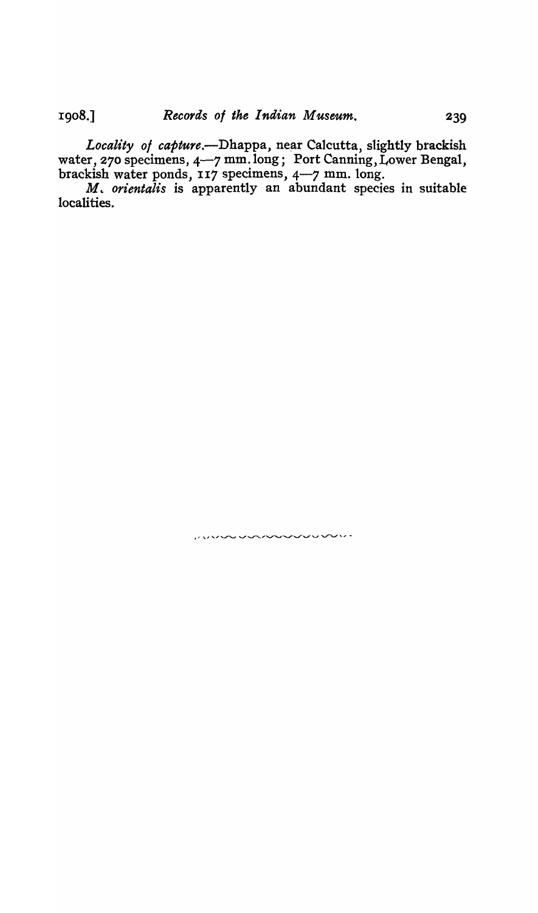*Locality of capture*.—Dhappa, near Calcutta, slightly brackish water, 270 specimens, 4—7 mm. long; Port Canning, Lower Bengal, brackish water ponds, 117 specimens, 4—7 mm. long.

*M. orientalis* is apparently an abundant species in suitable localities.